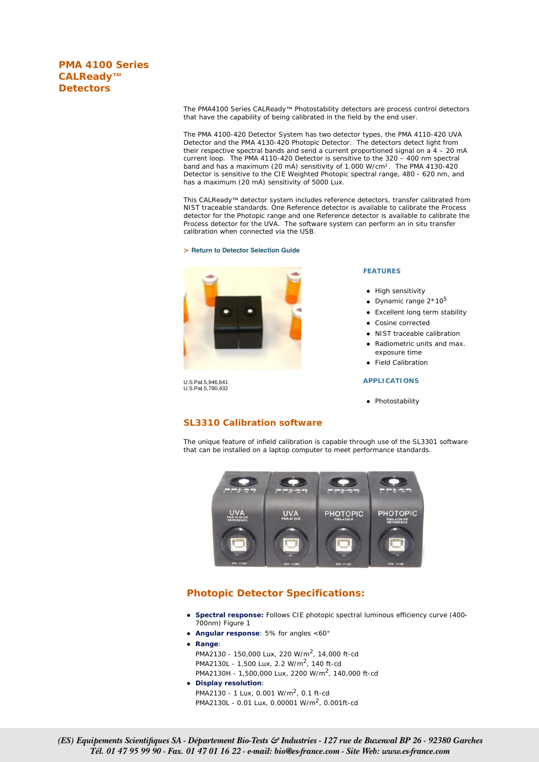# PMA 4100 Series CALReady™ Detectors

The PMA4100 Series CALReady™ Photostability detectors are process control detectors that have the capability of being calibrated in the field by the end user.

The PMA 4100-420 Detector System has two detector types, the PMA 4110-420 UVA Detector and the PMA 4130-420 Photopic Detector. The detectors detect light from their respective spectral bands and send a current proportioned signal on a 4 – 20 mA current loop. The PMA 4110-420 Detector is sensitive to the 320 – 400 nm spectral band and has a maximum (20 mA) sensitivity of 1.000 W/cm². The PMA 4130-420 Detector is sensitive to the CIE Weighted Photopic spectral range, 480 - 620 nm, and has a maximum (20 mA) sensitivity of 5000 Lux.

This CALReady™ detector system includes reference detectors, transfer calibrated from NIST traceable standards. One Reference detector is available to calibrate the Process detector for the Photopic range and one Reference detector is available to calibrate the Process detector for the UVA. The software system can perform an in situ transfer calibration when connected via the USB.

> Return to Detector Selection Guide

U.S.Pat.5,946,641
U.S.Pat.5,790,432

### FEATURES

- High sensitivity
- Dynamic range $2*10^5$
- Excellent long term stability
- Cosine corrected
- NIST traceable calibration
- Radiometric units and max. exposure time
- Field Calibration

### APPLICATIONS

- Photostability

## SL3310 Calibration software

The unique feature of infield calibration is capable through use of the SL3301 software that can be installed on a laptop computer to meet performance standards.

## Photopic Detector Specifications:

- **Spectral response:** Follows CIE photopic spectral luminous efficiency curve (400-700nm) Figure 1
- **Angular response**: 5% for angles <60°
- **Range**:
  PMA2130 - 150,000 Lux, 220 W/m$^2$, 14,000 ft-cd
  PMA2130L - 1,500 Lux, 2.2 W/m$^2$, 140 ft-cd
  PMA2130H - 1,500,000 Lux, 2200 W/m$^2$, 140,000 ft-cd
- **Display resolution**:
  PMA2130 - 1 Lux, 0.001 W/m$^2$, 0.1 ft-cd
  PMA2130L - 0.01 Lux, 0.00001 W/m$^2$, 0.001ft-cd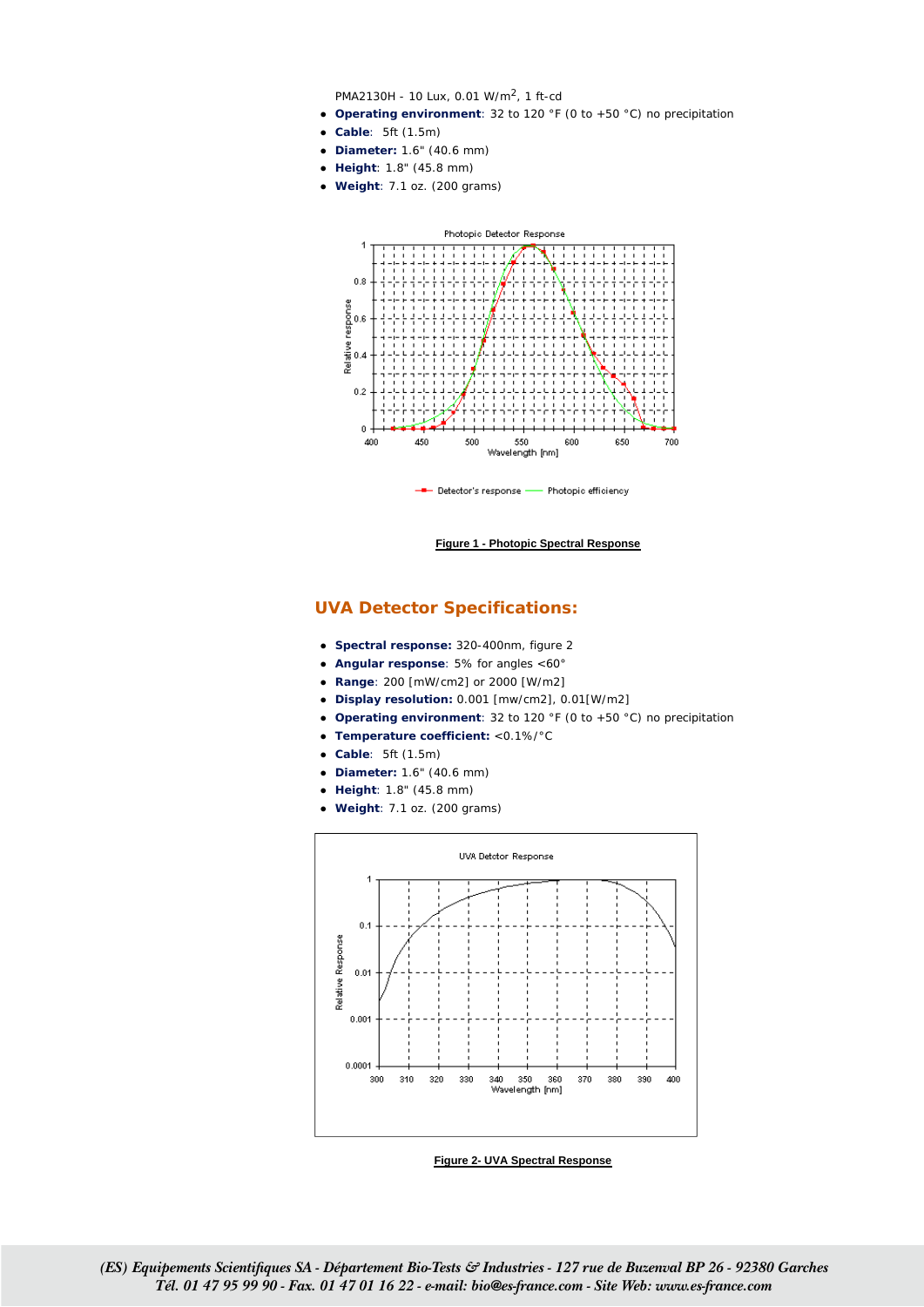PMA2130H - 10 Lux, 0.01 W/m$^2$, 1 ft-cd

- **Operating environment**: 32 to 120 °F (0 to +50 °C) no precipitation
- **Cable**: 5ft (1.5m)
- **Diameter:** 1.6" (40.6 mm)
- **Height**: 1.8" (45.8 mm)
- **Weight**: 7.1 oz. (200 grams)

Photopic Detector Response

Relative response

1
0.8
0.6
0.4
0.2
0

400 450 500 550 600 650 700

Wavelength [nm]

Detector's response — Photopic efficiency

**Figure 1 - Photopic Spectral Response**

## UVA Detector Specifications:

- **Spectral response:** 320-400nm, figure 2
- **Angular response**: 5% for angles <60°
- **Range**: 200 [mW/cm2] or 2000 [W/m2]
- **Display resolution:** 0.001 [mw/cm2], 0.01[W/m2]
- **Operating environment**: 32 to 120 °F (0 to +50 °C) no precipitation
- **Temperature coefficient:** <0.1%/°C
- **Cable**: 5ft (1.5m)
- **Diameter:** 1.6" (40.6 mm)
- **Height**: 1.8" (45.8 mm)
- **Weight**: 7.1 oz. (200 grams)

UVA Detctor Response

Relative Response

1
0.1
0.01
0.001
0.0001

300 310 320 330 340 350 360 370 380 390 400

Wavelength [nm]

**Figure 2- UVA Spectral Response**

*(ES) Equipements Scientifiques SA - Département Bio-Tests & Industries - 127 rue de Buzenval BP 26 - 92380 Garches*
*Tél. 01 47 95 99 90 - Fax. 01 47 01 16 22 - e-mail: bio@es-france.com - Site Web: www.es-france.com*